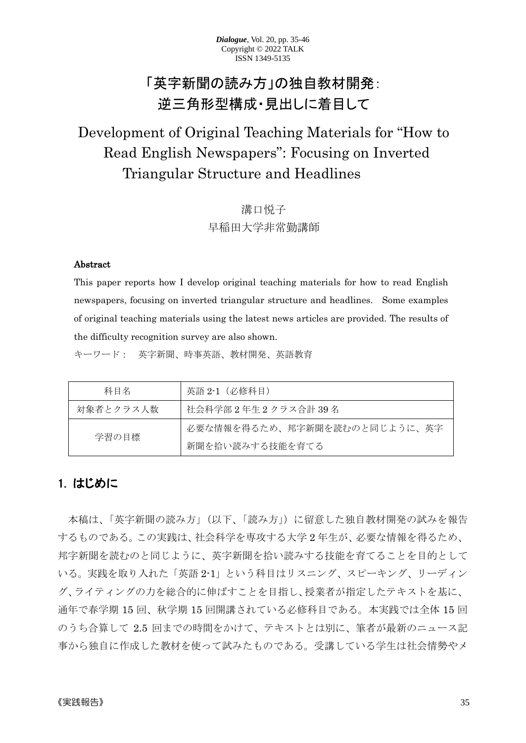# 「英字新聞の読み方」の独自教材開発：逆三角形型構成・見出しに着目して

# Development of Original Teaching Materials for “How to Read English Newspapers”: Focusing on Inverted Triangular Structure and Headlines

溝口悦子

早稲田大学非常勤講師

**Abstract**

This paper reports how I develop original teaching materials for how to read English newspapers, focusing on inverted triangular structure and headlines. Some examples of original teaching materials using the latest news articles are provided. The results of the difficulty recognition survey are also shown.

キーワード： 英字新聞、時事英語、教材開発、英語教育

| 科目名 | 英語 2-1（必修科目） |
|---|---|
| 対象者とクラス人数 | 社会科学部 2 年生 2 クラス合計 39 名 |
| 学習の目標 | 必要な情報を得るため、邦字新聞を読むのと同じように、英字新聞を拾い読みする技能を育てる |

## 1. はじめに

本稿は、「英字新聞の読み方」（以下、「読み方」）に留意した独自教材開発の試みを報告するものである。この実践は、社会科学を専攻する大学 2 年生が、必要な情報を得るため、邦字新聞を読むのと同じように、英字新聞を拾い読みする技能を育てることを目的としている。実践を取り入れた「英語 2-1」という科目はリスニング、スピーキング、リーディング、ライティングの力を総合的に伸ばすことを目指し、授業者が指定したテキストを基に、通年で春学期 15 回、秋学期 15 回開講されている必修科目である。本実践では全体 15 回のうち合算して 2.5 回までの時間をかけて、テキストとは別に、筆者が最新のニュース記事から独自に作成した教材を使って試みたものである。受講している学生は社会情勢やメ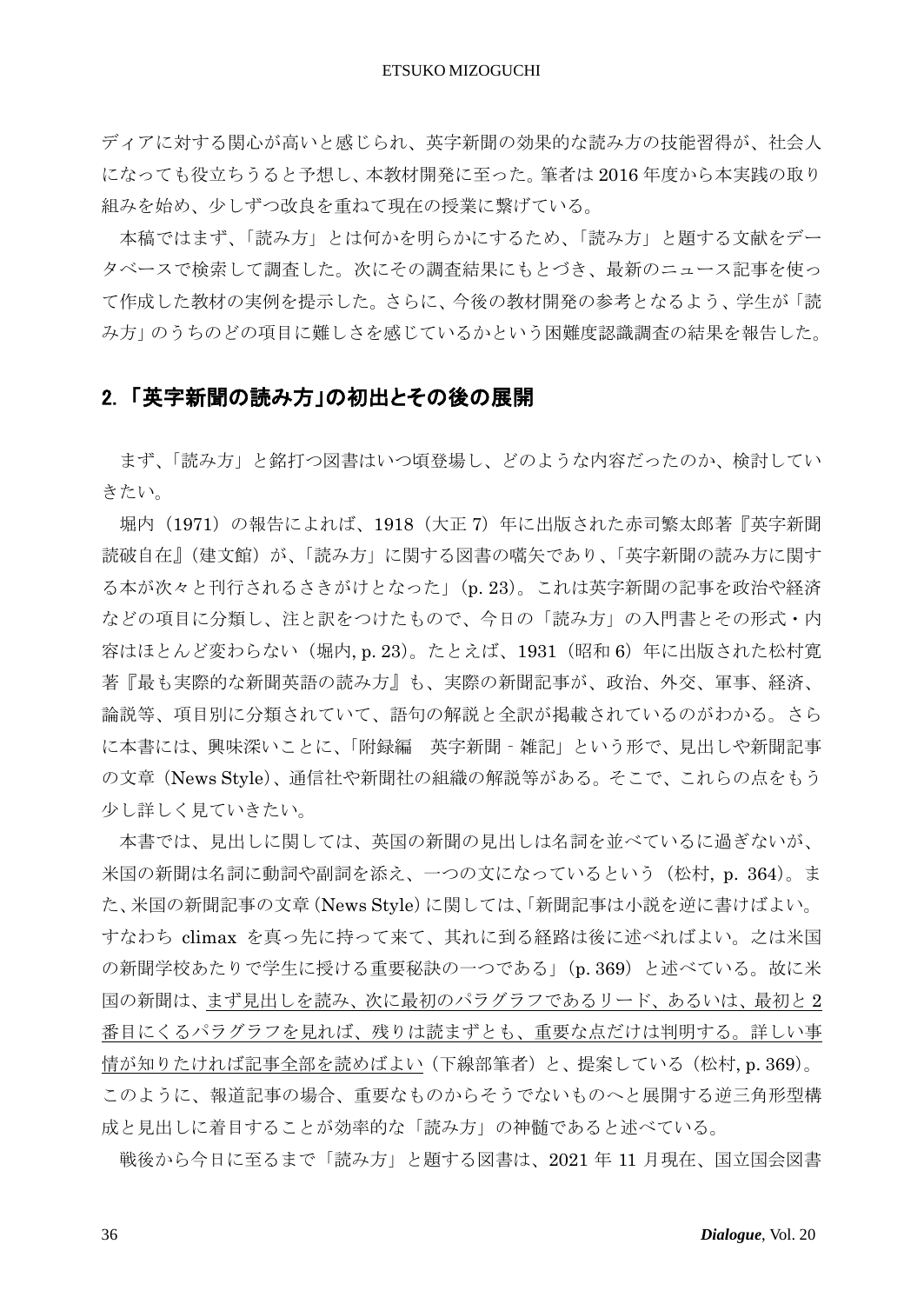ディアに対する関心が高いと感じられ、英字新聞の効果的な読み方の技能習得が、社会人になっても役立ちうると予想し、本教材開発に至った。筆者は 2016 年度から本実践の取り組みを始め、少しずつ改良を重ねて現在の授業に繋げている。

本稿ではまず、「読み方」とは何かを明らかにするため、「読み方」と題する文献をデータベースで検索して調査した。次にその調査結果にもとづき、最新のニュース記事を使って作成した教材の実例を提示した。さらに、今後の教材開発の参考となるよう、学生が「読み方」のうちのどの項目に難しさを感じているかという困難度認識調査の結果を報告した。

## 2. 「英字新聞の読み方」の初出とその後の展開

まず、「読み方」と銘打つ図書はいつ頃登場し、どのような内容だったのか、検討していきたい。

堀内（1971）の報告によれば、1918（大正 7）年に出版された赤司繁太郎著『英字新聞読破自在』（建文館）が、「読み方」に関する図書の嚆矢であり、「英字新聞の読み方に関する本が次々と刊行されるさきがけとなった」（p. 23）。これは英字新聞の記事を政治や経済などの項目に分類し、注と訳をつけたもので、今日の「読み方」の入門書とその形式・内容はほとんど変わらない（堀内, p. 23）。たとえば、1931（昭和 6）年に出版された松村寛著『最も実際的な新聞英語の読み方』も、実際の新聞記事が、政治、外交、軍事、経済、論説等、項目別に分類されていて、語句の解説と全訳が掲載されているのがわかる。さらに本書には、興味深いことに、「附録編　英字新聞 - 雑記」という形で、見出しや新聞記事の文章（News Style）、通信社や新聞社の組織の解説等がある。そこで、これらの点をもう少し詳しく見ていきたい。

本書では、見出しに関しては、英国の新聞の見出しは名詞を並べているに過ぎないが、米国の新聞は名詞に動詞や副詞を添え、一つの文になっているという（松村, p. 364）。また、米国の新聞記事の文章（News Style）に関しては、「新聞記事は小説を逆に書けばよい。すなわち climax を真っ先に持って来て、其れに到る経路は後に述べればよい。之は米国の新聞学校あたりで学生に授ける重要秘訣の一つである」（p. 369）と述べている。故に米国の新聞は、<u>まず見出しを読み、次に最初のパラグラフであるリード、あるいは、最初と 2 番目にくるパラグラフを見れば、残りは読まずとも、重要な点だけは判明する。詳しい事情が知りたければ記事全部を読めばよい</u>（下線部筆者）と、提案している（松村, p. 369）。このように、報道記事の場合、重要なものからそうでないものへと展開する逆三角形型構成と見出しに着目することが効率的な「読み方」の神髄であると述べている。

戦後から今日に至るまで「読み方」と題する図書は、2021 年 11 月現在、国立国会図書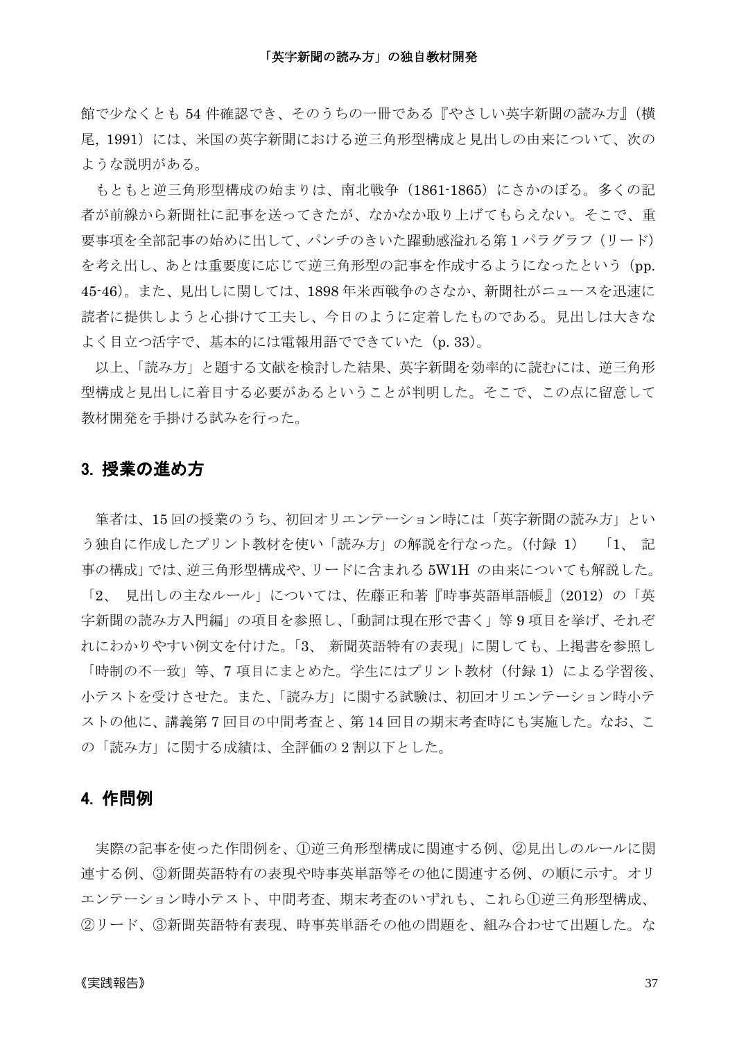館で少なくとも 54 件確認でき、そのうちの一冊である『やさしい英字新聞の読み方』（横尾, 1991）には、米国の英字新聞における逆三角形型構成と見出しの由来について、次のような説明がある。

もともと逆三角形型構成の始まりは、南北戦争（1861-1865）にさかのぼる。多くの記者が前線から新聞社に記事を送ってきたが、なかなか取り上げてもらえない。そこで、重要事項を全部記事の始めに出して、パンチのきいた躍動感溢れる第 1 パラグラフ（リード）を考え出し、あとは重要度に応じて逆三角形型の記事を作成するようになったという（pp. 45-46）。また、見出しに関しては、1898 年米西戦争のさなか、新聞社がニュースを迅速に読者に提供しようと心掛けて工夫し、今日のように定着したものである。見出しは大きなよく目立つ活字で、基本的には電報用語でできていた（p. 33）。

以上、「読み方」と題する文献を検討した結果、英字新聞を効率的に読むには、逆三角形型構成と見出しに着目する必要があるということが判明した。そこで、この点に留意して教材開発を手掛ける試みを行った。

## 3. 授業の進め方

筆者は、15 回の授業のうち、初回オリエンテーション時には「英字新聞の読み方」という独自に作成したプリント教材を使い「読み方」の解説を行なった。（付録 1）　「1、 記事の構成」では、逆三角形型構成や、リードに含まれる 5W1H の由来についても解説した。「2、 見出しの主なルール」については、佐藤正和著『時事英語単語帳』（2012）の「英字新聞の読み方入門編」の項目を参照し、「動詞は現在形で書く」等 9 項目を挙げ、それぞれにわかりやすい例文を付けた。「3、 新聞英語特有の表現」に関しても、上掲書を参照し「時制の不一致」等、7 項目にまとめた。学生にはプリント教材（付録 1）による学習後、小テストを受けさせた。また、「読み方」に関する試験は、初回オリエンテーション時小テストの他に、講義第 7 回目の中間考査と、第 14 回目の期末考査時にも実施した。なお、この「読み方」に関する成績は、全評価の 2 割以下とした。

## 4. 作問例

実際の記事を使った作問例を、①逆三角形型構成に関連する例、②見出しのルールに関連する例、③新聞英語特有の表現や時事英単語等その他に関連する例、の順に示す。オリエンテーション時小テスト、中間考査、期末考査のいずれも、これら①逆三角形型構成、②リード、③新聞英語特有表現、時事英単語その他の問題を、組み合わせて出題した。な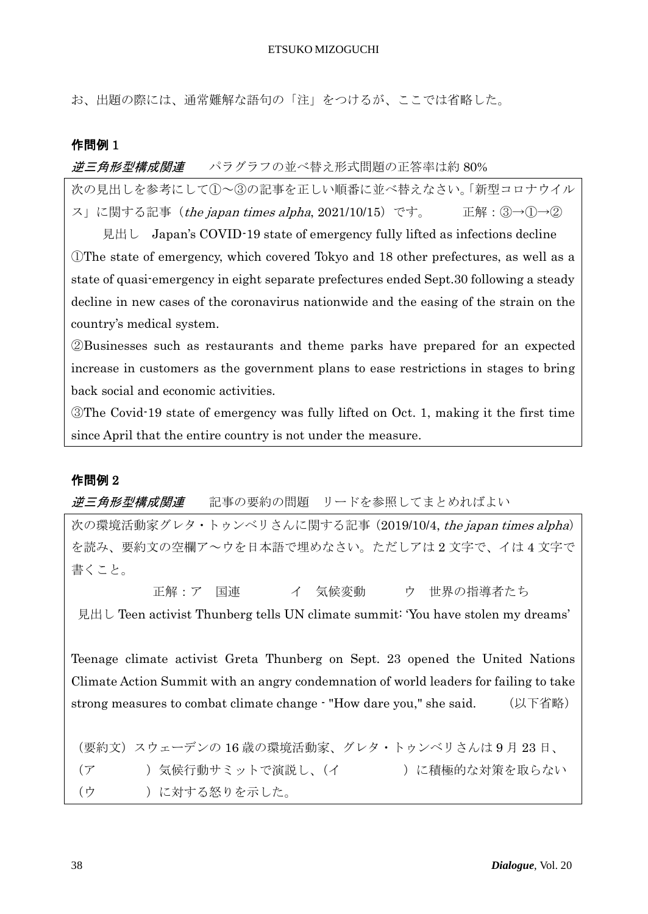お、出題の際には、通常難解な語句の「注」をつけるが、ここでは省略した。

### 作問例 1

***逆三角形型構成関連***　　パラグラフの並べ替え形式問題の正答率は約 80%

次の見出しを参考にして①～③の記事を正しい順番に並べ替えなさい。「新型コロナウイルス」に関する記事（*the japan times alpha*, 2021/10/15）です。　　正解：③→①→②

見出し　Japan's COVID-19 state of emergency fully lifted as infections decline

①The state of emergency, which covered Tokyo and 18 other prefectures, as well as a state of quasi-emergency in eight separate prefectures ended Sept.30 following a steady decline in new cases of the coronavirus nationwide and the easing of the strain on the country's medical system.

②Businesses such as restaurants and theme parks have prepared for an expected increase in customers as the government plans to ease restrictions in stages to bring back social and economic activities.

③The Covid-19 state of emergency was fully lifted on Oct. 1, making it the first time since April that the entire country is not under the measure.

### 作問例 2

***逆三角形型構成関連***　　記事の要約の問題　リードを参照してまとめればよい

次の環境活動家グレタ・トゥンベリさんに関する記事（2019/10/4, *the japan times alpha*）を読み、要約文の空欄ア～ウを日本語で埋めなさい。ただしアは 2 文字で、イは 4 文字で書くこと。

正解：ア　国連　　イ　気候変動　　ウ　世界の指導者たち

見出し Teen activist Thunberg tells UN climate summit: 'You have stolen my dreams'

Teenage climate activist Greta Thunberg on Sept. 23 opened the United Nations Climate Action Summit with an angry condemnation of world leaders for failing to take strong measures to combat climate change - "How dare you," she said.　（以下省略）

（要約文）スウェーデンの 16 歳の環境活動家、グレタ・トゥンベリさんは 9 月 23 日、（ア　　　）気候行動サミットで演説し、（イ　　　　）に積極的な対策を取らない（ウ　　　）に対する怒りを示した。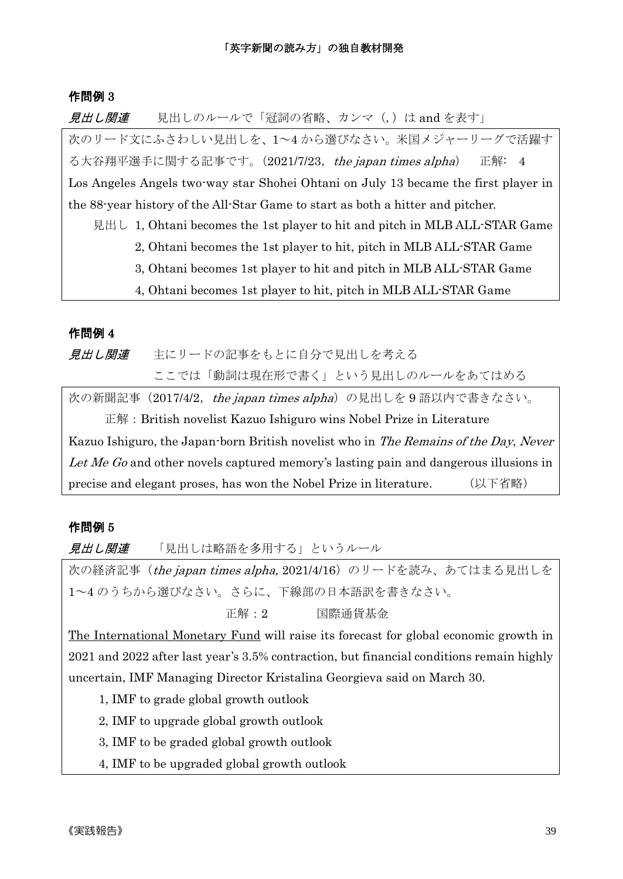### 作問例 3

*見出し関連*　　見出しのルールで「冠詞の省略、カンマ（, ）は and を表す」

次のリード文にふさわしい見出しを、1〜4 から選びなさい。米国メジャーリーグで活躍する大谷翔平選手に関する記事です。（2021/7/23, *the japan times alpha*）　正解: 4

Los Angeles Angels two-way star Shohei Ohtani on July 13 became the first player in the 88-year history of the All-Star Game to start as both a hitter and pitcher.

見出し 1, Ohtani becomes the 1st player to hit and pitch in MLB ALL-STAR Game
2, Ohtani becomes the 1st player to hit, pitch in MLB ALL-STAR Game
3, Ohtani becomes 1st player to hit and pitch in MLB ALL-STAR Game
4, Ohtani becomes 1st player to hit, pitch in MLB ALL-STAR Game

### 作問例 4

*見出し関連*　　主にリードの記事をもとに自分で見出しを考える
ここでは「動詞は現在形で書く」という見出しのルールをあてはめる

次の新聞記事（2017/4/2, *the japan times alpha*）の見出しを 9 語以内で書きなさい。

正解：British novelist Kazuo Ishiguro wins Nobel Prize in Literature

Kazuo Ishiguro, the Japan-born British novelist who in *The Remains of the Day*, *Never Let Me Go* and other novels captured memory's lasting pain and dangerous illusions in precise and elegant proses, has won the Nobel Prize in literature.　　（以下省略）

### 作問例 5

*見出し関連*　　「見出しは略語を多用する」というルール

次の経済記事（*the japan times alpha,* 2021/4/16）のリードを読み、あてはまる見出しを 1〜4 のうちから選びなさい。さらに、下線部の日本語訳を書きなさい。

正解：2　　　国際通貨基金

<u>The International Monetary Fund</u> will raise its forecast for global economic growth in 2021 and 2022 after last year's 3.5% contraction, but financial conditions remain highly uncertain, IMF Managing Director Kristalina Georgieva said on March 30.

1, IMF to grade global growth outlook
2, IMF to upgrade global growth outlook
3, IMF to be graded global growth outlook
4, IMF to be upgraded global growth outlook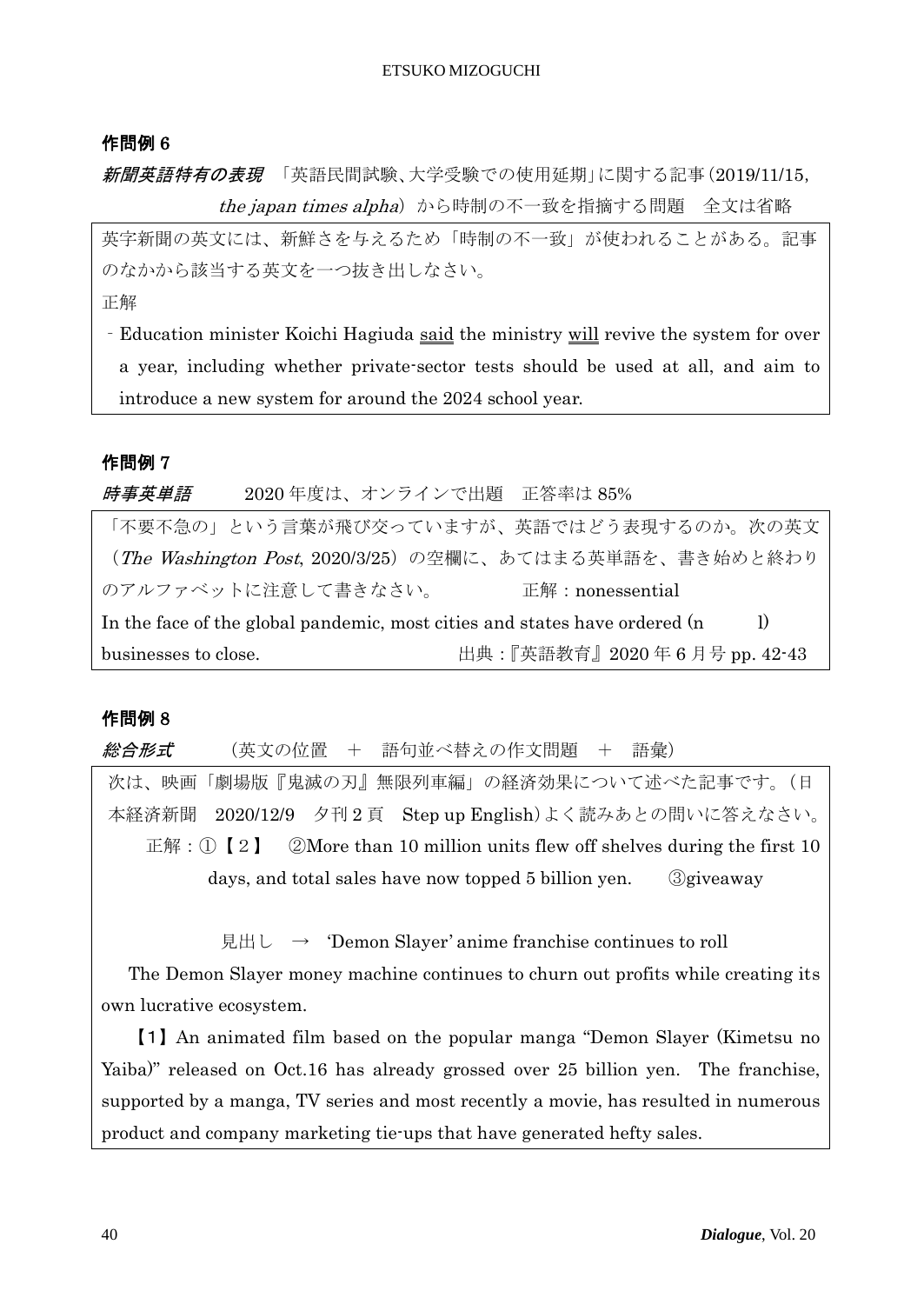### 作問例 6

***新聞英語特有の表現*** 「英語民間試験、大学受験での使用延期」に関する記事（2019/11/15, *the japan times alpha*）から時制の不一致を指摘する問題　全文は省略

英字新聞の英文には、新鮮さを与えるため「時制の不一致」が使われることがある。記事のなかから該当する英文を一つ抜き出しなさい。

正解

- Education minister Koichi Hagiuda said the ministry will revive the system for over a year, including whether private-sector tests should be used at all, and aim to introduce a new system for around the 2024 school year.

### 作問例 7

***時事英単語***　　2020 年度は、オンラインで出題　正答率は 85%

「不要不急の」という言葉が飛び交っていますが、英語ではどう表現するのか。次の英文（*The Washington Post*, 2020/3/25）の空欄に、あてはまる英単語を、書き始めと終わりのアルファベットに注意して書きなさい。　　　　正解：nonessential

In the face of the global pandemic, most cities and states have ordered (n　　　l) businesses to close.　　　　出典：『英語教育』2020 年 6 月号 pp. 42-43

### 作問例 8

***総合形式***　　（英文の位置　＋　語句並べ替えの作文問題　＋　語彙）

次は、映画「劇場版『鬼滅の刃』無限列車編」の経済効果について述べた記事です。（日本経済新聞　2020/12/9　夕刊 2 頁　Step up English）よく読みあとの問いに答えなさい。

正解：①【２】　②More than 10 million units flew off shelves during the first 10 days, and total sales have now topped 5 billion yen.　③giveaway

見出し　→　'Demon Slayer' anime franchise continues to roll

The Demon Slayer money machine continues to churn out profits while creating its own lucrative ecosystem.

【1】An animated film based on the popular manga "Demon Slayer (Kimetsu no Yaiba)" released on Oct.16 has already grossed over 25 billion yen. The franchise, supported by a manga, TV series and most recently a movie, has resulted in numerous product and company marketing tie-ups that have generated hefty sales.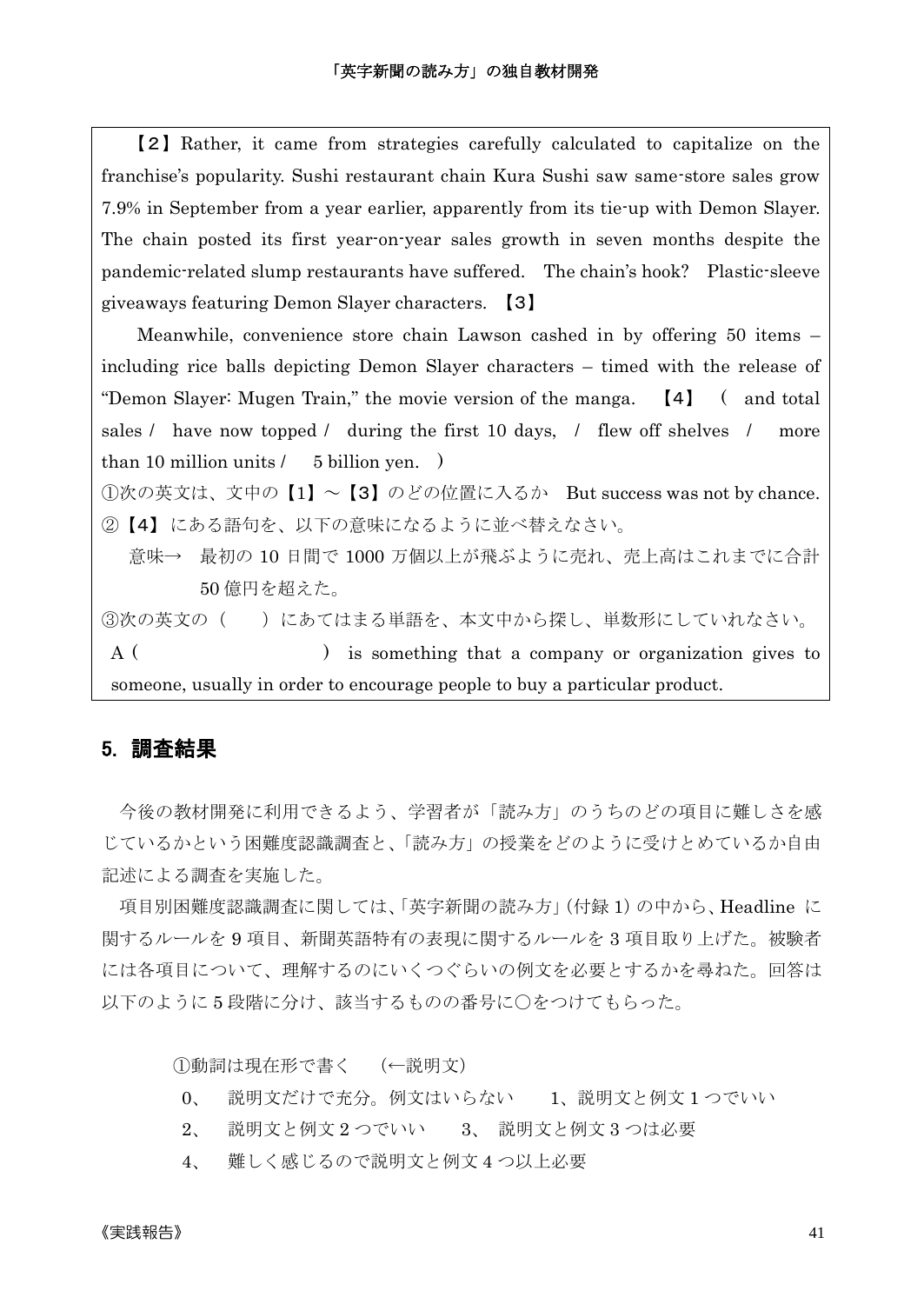【2】Rather, it came from strategies carefully calculated to capitalize on the franchise's popularity. Sushi restaurant chain Kura Sushi saw same-store sales grow 7.9% in September from a year earlier, apparently from its tie-up with Demon Slayer. The chain posted its first year-on-year sales growth in seven months despite the pandemic-related slump restaurants have suffered. The chain's hook? Plastic-sleeve giveaways featuring Demon Slayer characters. 【3】

Meanwhile, convenience store chain Lawson cashed in by offering 50 items – including rice balls depicting Demon Slayer characters – timed with the release of "Demon Slayer: Mugen Train," the movie version of the manga. 【4】（ and total sales / have now topped / during the first 10 days, / flew off shelves / more than 10 million units / 5 billion yen. ）

①次の英文は、文中の【1】～【3】のどの位置に入るか But success was not by chance.

②【4】にある語句を、以下の意味になるように並べ替えなさい。

意味→ 最初の 10 日間で 1000 万個以上が飛ぶように売れ、売上高はこれまでに合計 50 億円を超えた。

③次の英文の（ ）にあてはまる単語を、本文中から探し、単数形にしていれなさい。

A（ ） is something that a company or organization gives to someone, usually in order to encourage people to buy a particular product.

## 5. 調査結果

今後の教材開発に利用できるよう、学習者が「読み方」のうちのどの項目に難しさを感じているかという困難度認識調査と、「読み方」の授業をどのように受けとめているか自由記述による調査を実施した。

項目別困難度認識調査に関しては、「英字新聞の読み方」(付録 1) の中から、Headline に関するルールを 9 項目、新聞英語特有の表現に関するルールを 3 項目取り上げた。被験者には各項目について、理解するのにいくつぐらいの例文を必要とするかを尋ねた。回答は以下のように 5 段階に分け、該当するものの番号に○をつけてもらった。

①動詞は現在形で書く (←説明文)

0、 説明文だけで充分。例文はいらない　1、説明文と例文 1 つでいい

2、 説明文と例文 2 つでいい　3、 説明文と例文 3 つは必要

4、 難しく感じるので説明文と例文 4 つ以上必要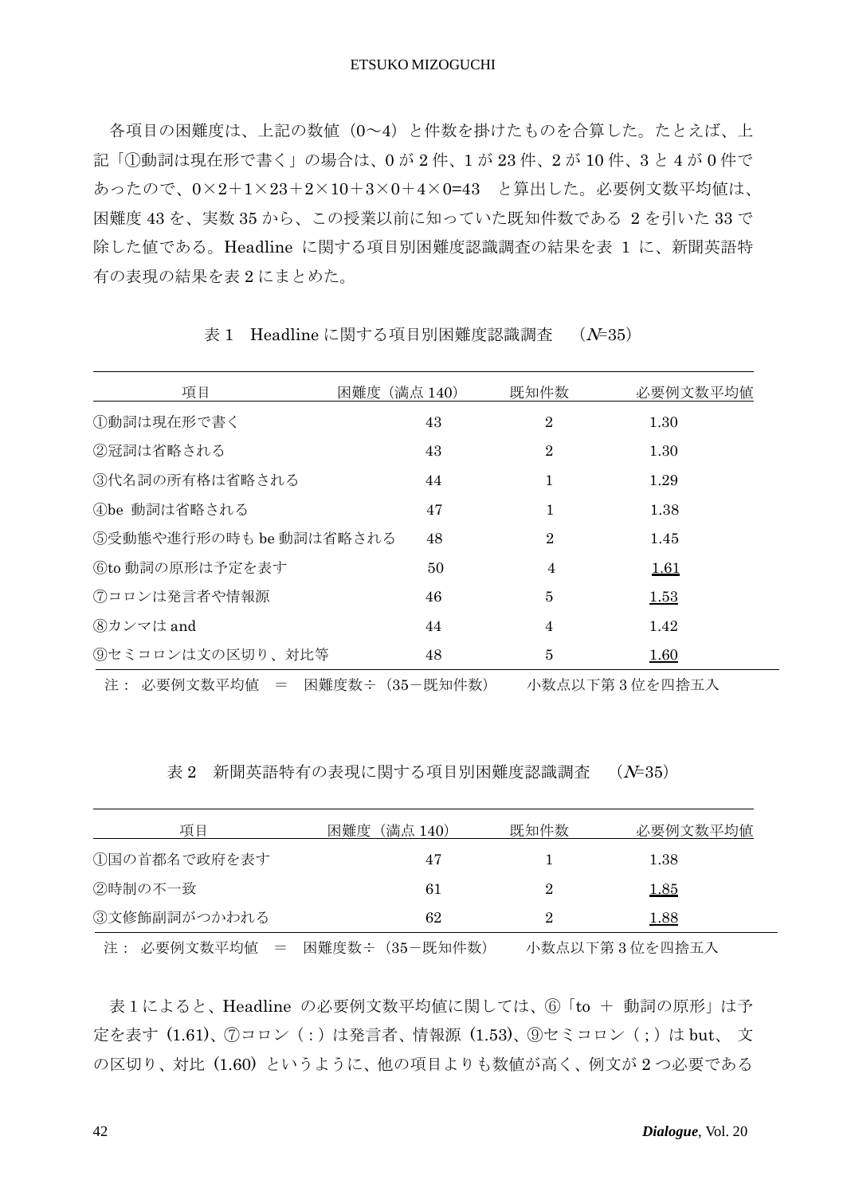各項目の困難度は、上記の数値（0～4）と件数を掛けたものを合算した。たとえば、上記「①動詞は現在形で書く」の場合は、0 が 2 件、1 が 23 件、2 が 10 件、3 と 4 が 0 件であったので、$0\times2+1\times23+2\times10+3\times0+4\times0=43$ と算出した。必要例文数平均値は、困難度 43 を、実数 35 から、この授業以前に知っていた既知件数である 2 を引いた 33 で除した値である。Headline に関する項目別困難度認識調査の結果を表 1 に、新聞英語特有の表現の結果を表 2 にまとめた。

表 1　Headline に関する項目別困難度認識調査　（*N*=35）

| 項目 | 困難度（満点 140） | 既知件数 | 必要例文数平均値 |
|---|---|---|---|
| ①動詞は現在形で書く | 43 | 2 | 1.30 |
| ②冠詞は省略される | 43 | 2 | 1.30 |
| ③代名詞の所有格は省略される | 44 | 1 | 1.29 |
| ④be 動詞は省略される | 47 | 1 | 1.38 |
| ⑤受動態や進行形の時も be 動詞は省略される | 48 | 2 | 1.45 |
| ⑥to 動詞の原形は予定を表す | 50 | 4 | <u>1.61</u> |
| ⑦コロンは発言者や情報源 | 46 | 5 | <u>1.53</u> |
| ⑧カンマは and | 44 | 4 | 1.42 |
| ⑨セミコロンは文の区切り、対比等 | 48 | 5 | <u>1.60</u> |

注：必要例文数平均値　＝　困難度数÷（35－既知件数）　　小数点以下第 3 位を四捨五入

表 2　新聞英語特有の表現に関する項目別困難度認識調査　（*N*=35）

| 項目 | 困難度（満点 140） | 既知件数 | 必要例文数平均値 |
|---|---|---|---|
| ①国の首都名で政府を表す | 47 | 1 | 1.38 |
| ②時制の不一致 | 61 | 2 | <u>1.85</u> |
| ③文修飾副詞がつかわれる | 62 | 2 | <u>1.88</u> |

注：必要例文数平均値　＝　困難度数÷（35－既知件数）　　小数点以下第 3 位を四捨五入

表 1 によると、Headline の必要例文数平均値に関しては、⑥「to ＋ 動詞の原形」は予定を表す（1.61)、⑦コロン（：）は発言者、情報源（1.53)、⑨セミコロン（；）は but、文の区切り、対比（1.60）というように、他の項目よりも数値が高く、例文が 2 つ必要である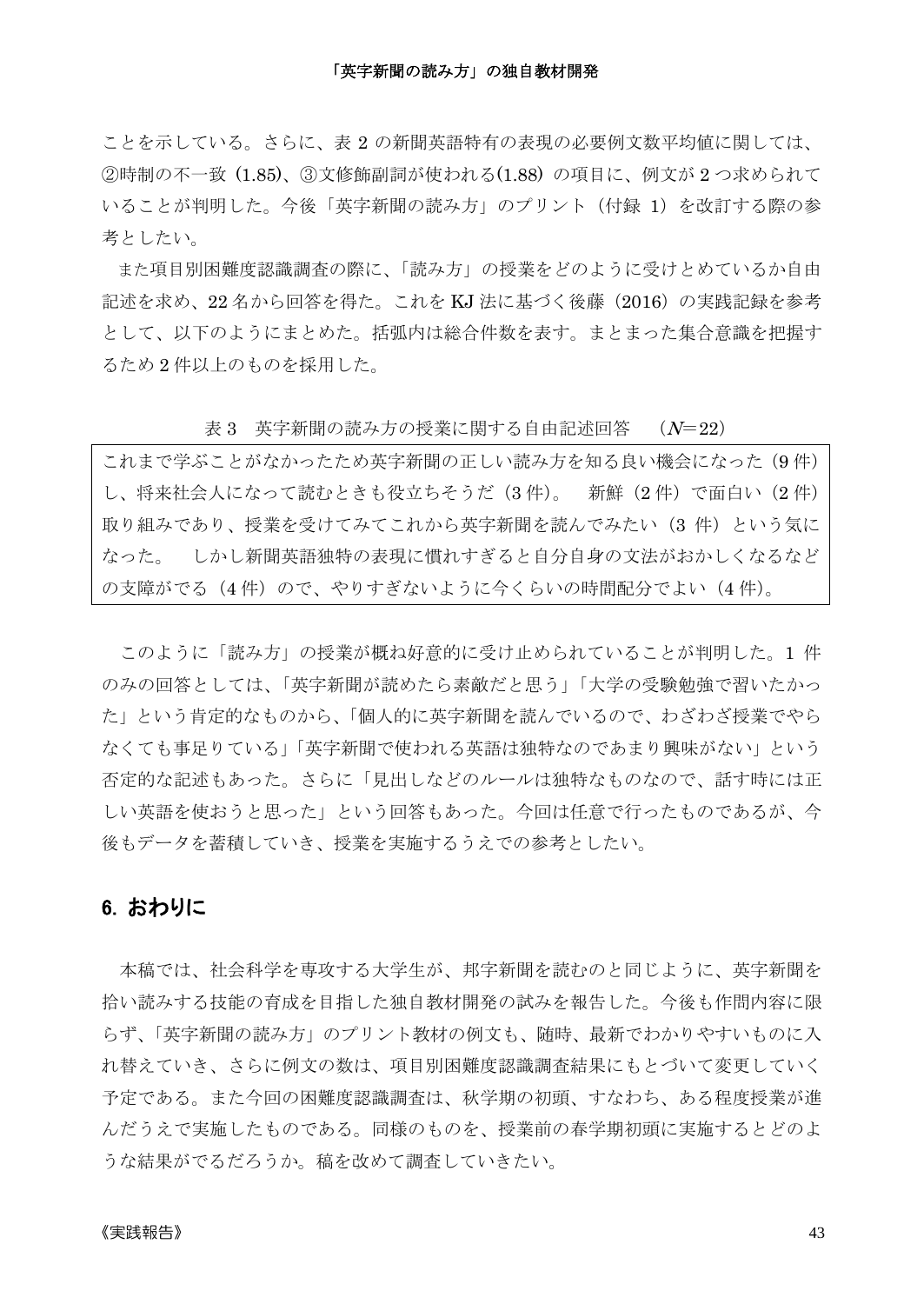ことを示している。さらに、表 2 の新聞英語特有の表現の必要例文数平均値に関しては、②時制の不一致 (1.85)、③文修飾副詞が使われる(1.88) の項目に、例文が 2 つ求められていることが判明した。今後「英字新聞の読み方」のプリント（付録 1）を改訂する際の参考としたい。

また項目別困難度認識調査の際に、「読み方」の授業をどのように受けとめているか自由記述を求め、22 名から回答を得た。これを KJ 法に基づく後藤（2016）の実践記録を参考として、以下のようにまとめた。括弧内は総合件数を表す。まとまった集合意識を把握するため 2 件以上のものを採用した。

表 3　英字新聞の読み方の授業に関する自由記述回答　（*N*＝22）

| これまで学ぶことがなかったため英字新聞の正しい読み方を知る良い機会になった（9 件）し、将来社会人になって読むときも役立ちそうだ（3 件）。　新鮮（2 件）で面白い（2 件）取り組みであり、授業を受けてみてこれから英字新聞を読んでみたい（3 件）という気になった。　しかし新聞英語独特の表現に慣れすぎると自分自身の文法がおかしくなるなどの支障がでる（4 件）ので、やりすぎないように今くらいの時間配分でよい（4 件）。 |
|---|

このように「読み方」の授業が概ね好意的に受け止められていることが判明した。1 件のみの回答としては、「英字新聞が読めたら素敵だと思う」「大学の受験勉強で習いたかった」という肯定的なものから、「個人的に英字新聞を読んでいるので、わざわざ授業でやらなくても事足りている」「英字新聞で使われる英語は独特なのであまり興味がない」という否定的な記述もあった。さらに「見出しなどのルールは独特なものなので、話す時には正しい英語を使おうと思った」という回答もあった。今回は任意で行ったものであるが、今後もデータを蓄積していき、授業を実施するうえでの参考としたい。

## 6. おわりに

本稿では、社会科学を専攻する大学生が、邦字新聞を読むのと同じように、英字新聞を拾い読みする技能の育成を目指した独自教材開発の試みを報告した。今後も作問内容に限らず、「英字新聞の読み方」のプリント教材の例文も、随時、最新でわかりやすいものに入れ替えていき、さらに例文の数は、項目別困難度認識調査結果にもとづいて変更していく予定である。また今回の困難度認識調査は、秋学期の初頭、すなわち、ある程度授業が進んだうえで実施したものである。同様のものを、授業前の春学期初頭に実施するとどのような結果がでるだろうか。稿を改めて調査していきたい。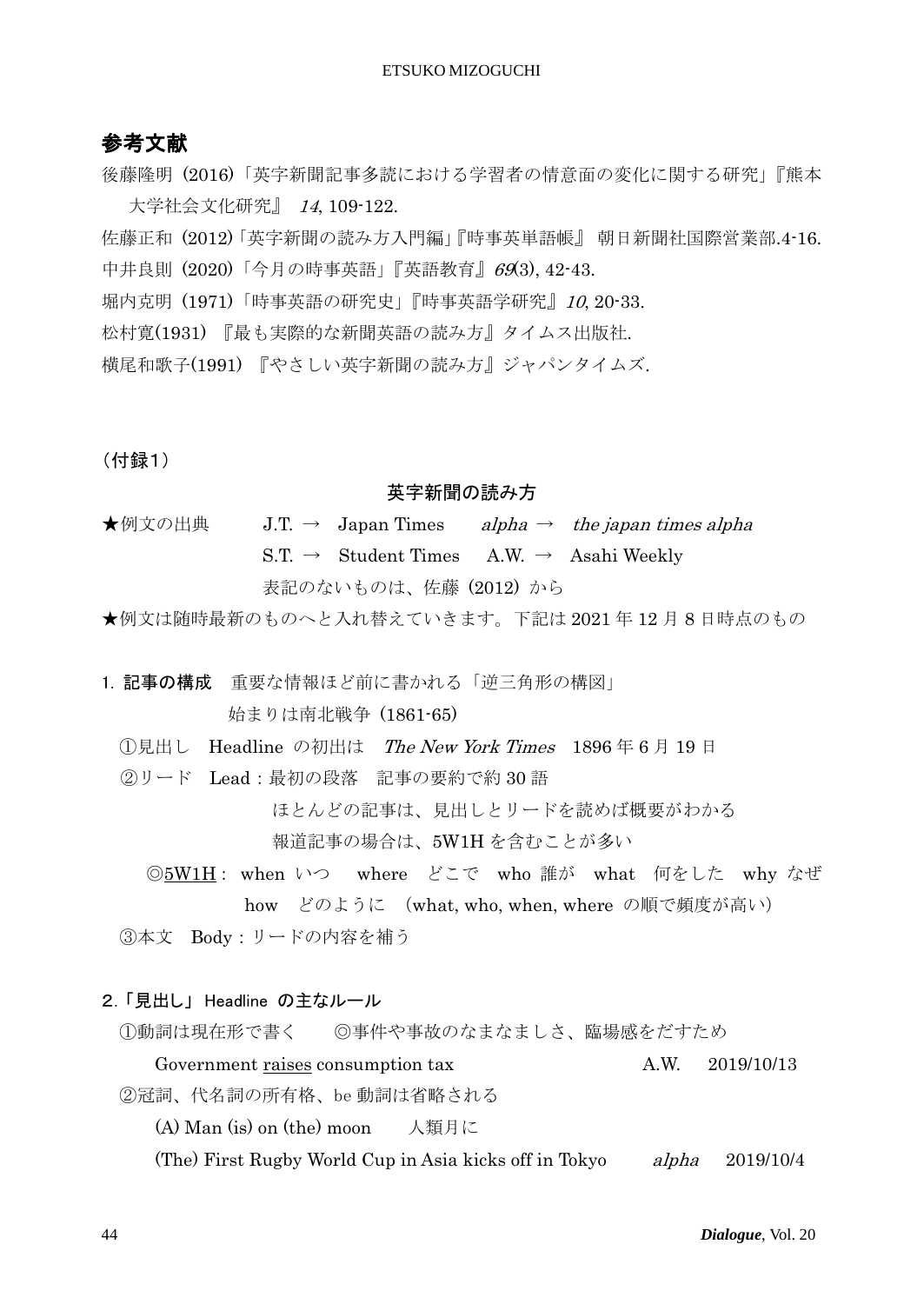## 参考文献

後藤隆明（2016）「英字新聞記事多読における学習者の情意面の変化に関する研究」『熊本大学社会文化研究』 *14*, 109-122.

佐藤正和（2012）「英字新聞の読み方入門編」『時事英単語帳』 朝日新聞社国際営業部.4-16.

中井良則（2020）「今月の時事英語」『英語教育』*69*(3), 42-43.

堀内克明（1971）「時事英語の研究史」『時事英語学研究』*10*, 20-33.

松村寛(1931) 『最も実際的な新聞英語の読み方』タイムス出版社.

横尾和歌子(1991) 『やさしい英字新聞の読み方』ジャパンタイムズ.

（付録1）

**英字新聞の読み方**

★例文の出典　　J.T. → Japan Times　　*alpha* → *the japan times alpha*

S.T. → Student Times　　A.W. → Asahi Weekly

表記のないものは、佐藤（2012）から

★例文は随時最新のものへと入れ替えていきます。下記は 2021 年 12 月 8 日時点のもの

**1. 記事の構成**　重要な情報ほど前に書かれる「逆三角形の構図」

始まりは南北戦争（1861-65）

①見出し　Headline の初出は　*The New York Times*　1896 年 6 月 19 日

②リード　Lead：最初の段落　記事の要約で約 30 語

ほとんどの記事は、見出しとリードを読めば概要がわかる

報道記事の場合は、5W1H を含むことが多い

◎5W1H： when いつ　where どこで　who 誰が　what 何をした　why なぜ　how どのように　（what, who, when, where の順で頻度が高い）

③本文　Body：リードの内容を補う

**2.「見出し」 Headline の主なルール**

①動詞は現在形で書く　　◎事件や事故のなまなましさ、臨場感をだすため

Government raises consumption tax　　A.W.　2019/10/13

②冠詞、代名詞の所有格、be 動詞は省略される

(A) Man (is) on (the) moon　　人類月に

(The) First Rugby World Cup in Asia kicks off in Tokyo　　*alpha*　2019/10/4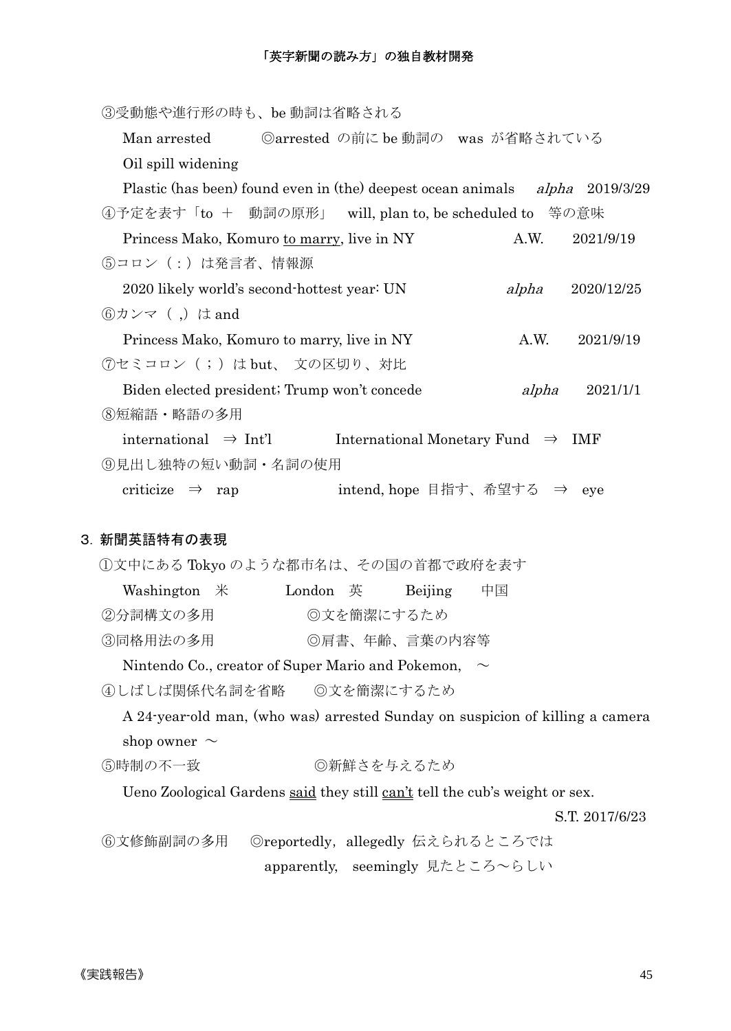③受動態や進行形の時も、be 動詞は省略される

Man arrested　　　◎arrested の前に be 動詞の　was が省略されている

Oil spill widening

Plastic (has been) found even in (the) deepest ocean animals　*alpha*　2019/3/29

④予定を表す「to ＋　動詞の原形」　will, plan to, be scheduled to　等の意味

Princess Mako, Komuro <u>to marry</u>, live in NY　　A.W.　2021/9/19

⑤コロン（：）は発言者、情報源

2020 likely world's second-hottest year: UN　　*alpha*　2020/12/25

⑥カンマ（ ,）は and

Princess Mako, Komuro to marry, live in NY　　A.W.　2021/9/19

⑦セミコロン（；）は but、 文の区切り、対比

Biden elected president; Trump won't concede　　*alpha*　2021/1/1

⑧短縮語・略語の多用

international　⇒ Int'l　　International Monetary Fund　⇒　IMF

⑨見出し独特の短い動詞・名詞の使用

criticize　⇒　rap　　intend, hope 目指す、希望する　⇒　eye

## 3. 新聞英語特有の表現

①文中にある Tokyo のような都市名は、その国の首都で政府を表す

Washington　米　　London　英　　Beijing　中国

②分詞構文の多用　　◎文を簡潔にするため

③同格用法の多用　　◎肩書、年齢、言葉の内容等

Nintendo Co., creator of Super Mario and Pokemon,　～

④しばしば関係代名詞を省略　　◎文を簡潔にするため

A 24-year-old man, (who was) arrested Sunday on suspicion of killing a camera shop owner ～

⑤時制の不一致　　◎新鮮さを与えるため

Ueno Zoological Gardens <u>said</u> they still <u>can't</u> tell the cub's weight or sex.

S.T. 2017/6/23

⑥文修飾副詞の多用　◎reportedly，allegedly 伝えられるところでは

apparently,　seemingly 見たところ～らしい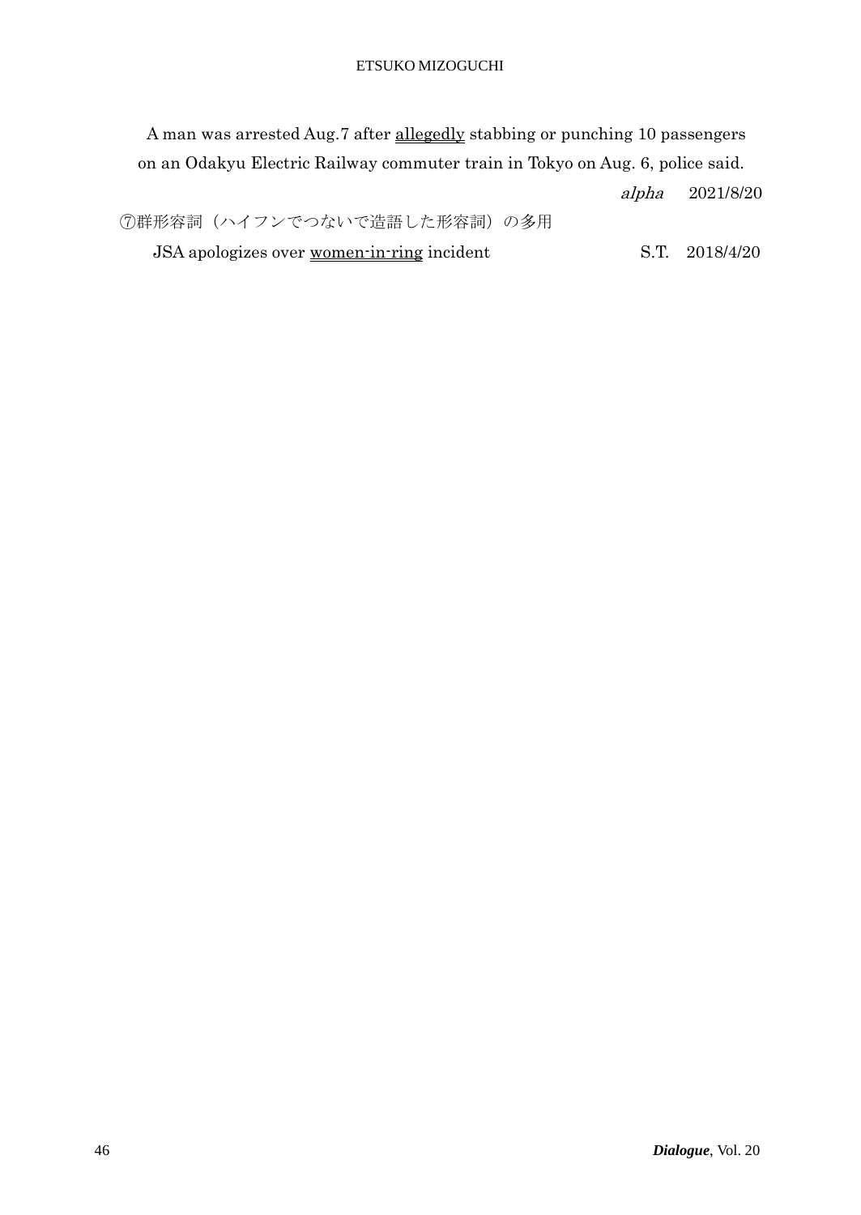A man was arrested Aug.7 after <u>allegedly</u> stabbing or punching 10 passengers on an Odakyu Electric Railway commuter train in Tokyo on Aug. 6, police said.

*alpha* 2021/8/20

⑦群形容詞（ハイフンでつないで造語した形容詞）の多用

JSA apologizes over <u>women-in-ring</u> incident S.T. 2018/4/20